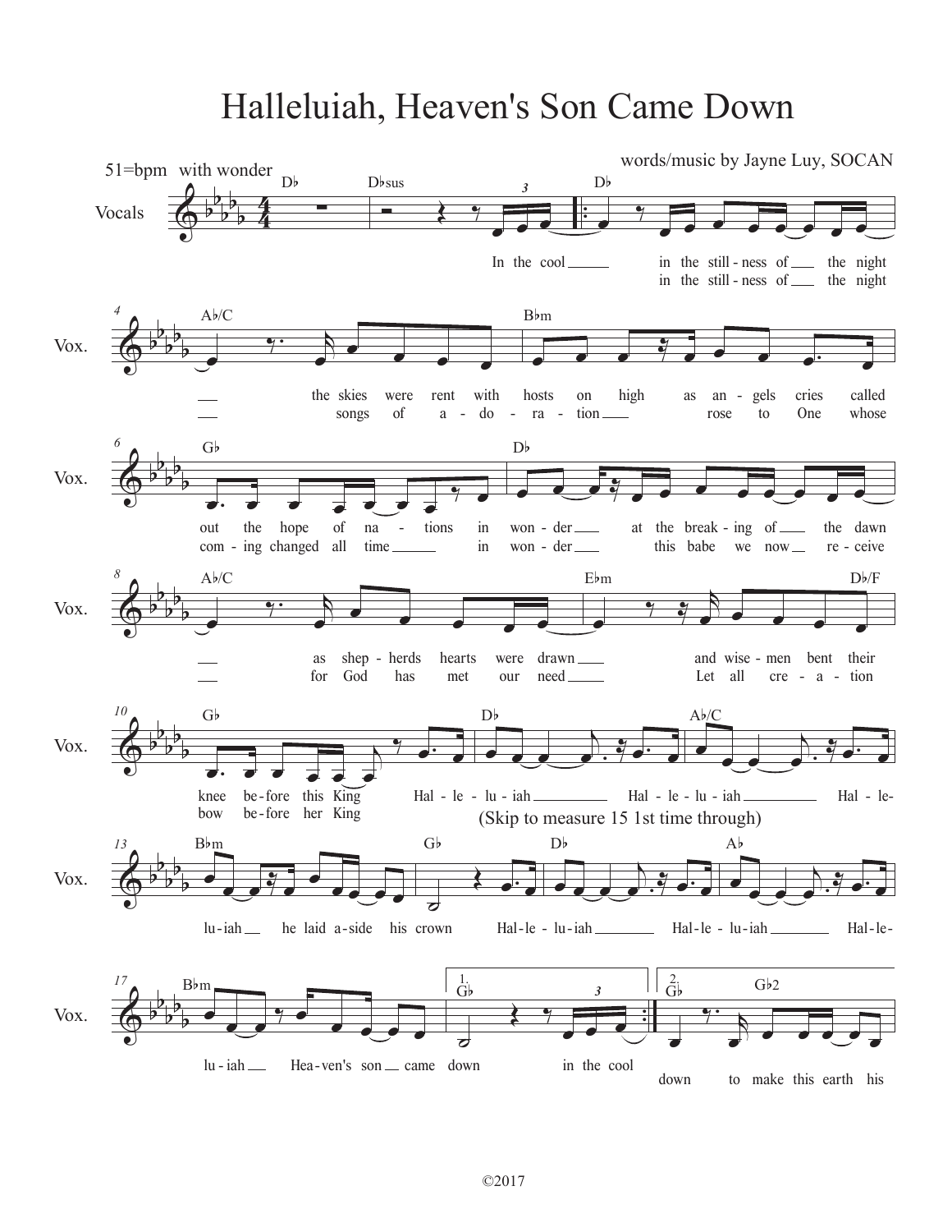# Halleluiah, Heaven's Son Came Down

words/music by Jayne Luy, SOCAN

51=bpm with wonder

Vocals

In the cool in the still-ness of the night the skies were rent with hosts on high as an-gels cries called out the hope of na-tions in won-der at the break-ing of the dawn as shep-herds hearts were drawn and wise-men bent their knee be-fore this King Hal-le-lu-iah Hal-le-lu-iah Hal-le-lu-iah he laid a-side his crown Hal-le-lu-iah Hal-le-lu-iah Hal-le-lu-iah Hea-ven's son came down in the cool

in the still-ness of the night songs of a-do-ra-tion rose to One whose com-ing changed all time in won-der this babe we now re-ceive for God has met our need Let all cre-a-tion bow be-fore her King

(Skip to measure 15 1st time through)

down to make this earth his

©2017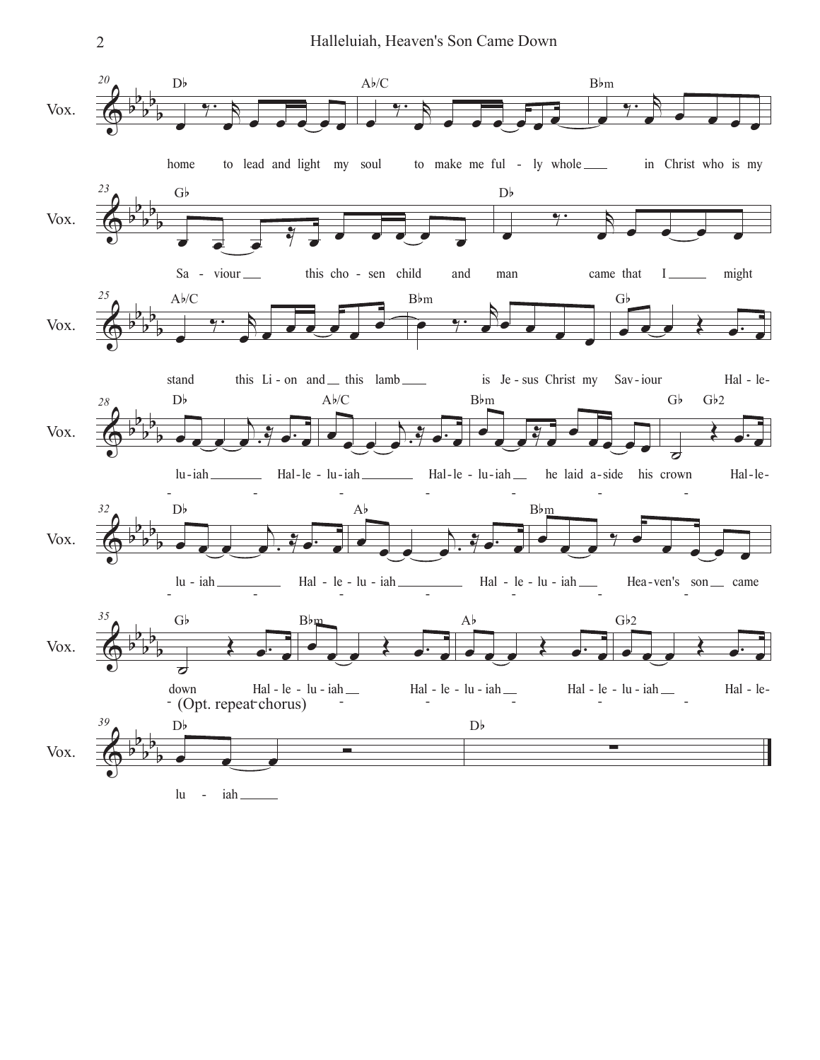Vox.

20 D♭ A♭/C B♭m

home to lead and light my soul to make me ful - ly whole in Christ who is my

23 G♭ D♭

Sa - viour this cho - sen child and man came that I might

25 A♭/C B♭m G♭

stand this Li - on and this lamb is Je - sus Christ my Sav - iour Hal - le-

28 D♭ A♭/C B♭m G♭ G♭2

lu - iah Hal - le - lu - iah Hal - le - lu - iah he laid a - side his crown Hal - le-

32 D♭ A♭ B♭m

lu - iah Hal - le - lu - iah Hal - le - lu - iah Hea - ven's son came

35 G♭ B♭m A♭ G♭2

down Hal - le - lu - iah Hal - le - lu - iah Hal - le - lu - iah Hal - le-

(Opt. repeat chorus)

39 D♭ D♭

lu - iah